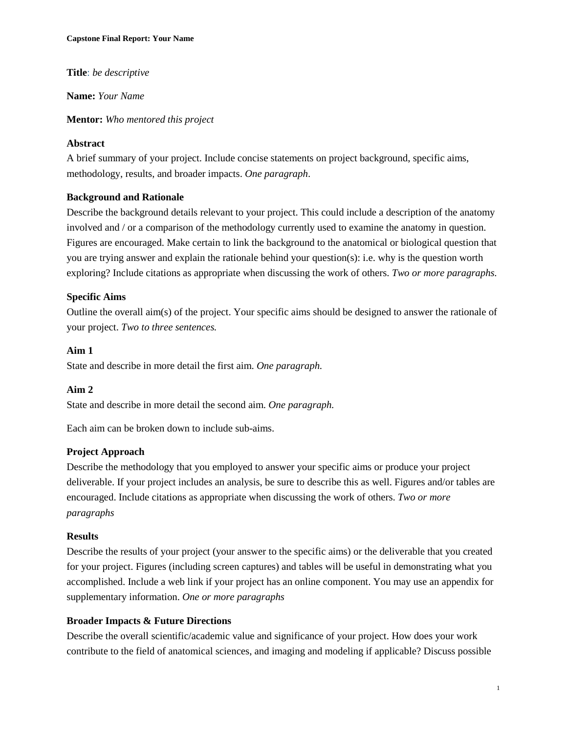**Capstone Final Report: Your Name**

**Title**: *be descriptive*

**Name:** *Your Name*

**Mentor:** *Who mentored this project*

**Abstract**

A brief summary of your project. Include concise statements on project background, specific aims, methodology, results, and broader impacts. *One paragraph*.

**Background and Rationale**

Describe the background details relevant to your project. This could include a description of the anatomy involved and / or a comparison of the methodology currently used to examine the anatomy in question. Figures are encouraged. Make certain to link the background to the anatomical or biological question that you are trying answer and explain the rationale behind your question(s): i.e. why is the question worth exploring? Include citations as appropriate when discussing the work of others. *Two or more paragraphs.*

**Specific Aims**

Outline the overall aim(s) of the project. Your specific aims should be designed to answer the rationale of your project. *Two to three sentences.*

**Aim 1**

State and describe in more detail the first aim. *One paragraph.*

**Aim 2**

State and describe in more detail the second aim. *One paragraph.*

Each aim can be broken down to include sub-aims.

**Project Approach**

Describe the methodology that you employed to answer your specific aims or produce your project deliverable. If your project includes an analysis, be sure to describe this as well. Figures and/or tables are encouraged. Include citations as appropriate when discussing the work of others. *Two or more paragraphs*

**Results**

Describe the results of your project (your answer to the specific aims) or the deliverable that you created for your project. Figures (including screen captures) and tables will be useful in demonstrating what you accomplished. Include a web link if your project has an online component. You may use an appendix for supplementary information. *One or more paragraphs*

**Broader Impacts & Future Directions**

Describe the overall scientific/academic value and significance of your project. How does your work contribute to the field of anatomical sciences, and imaging and modeling if applicable? Discuss possible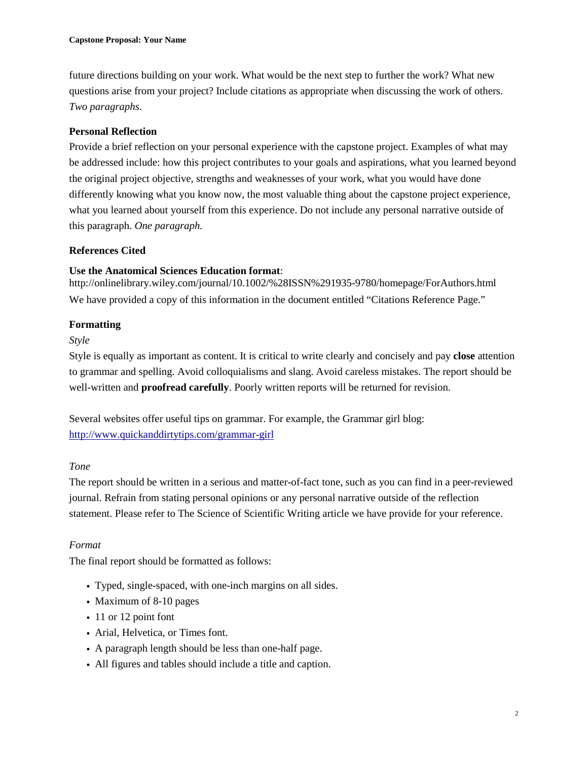future directions building on your work. What would be the next step to further the work? What new questions arise from your project? Include citations as appropriate when discussing the work of others. *Two paragraphs*.

**Personal Reflection**

Provide a brief reflection on your personal experience with the capstone project. Examples of what may be addressed include: how this project contributes to your goals and aspirations, what you learned beyond the original project objective, strengths and weaknesses of your work, what you would have done differently knowing what you know now, the most valuable thing about the capstone project experience, what you learned about yourself from this experience. Do not include any personal narrative outside of this paragraph. *One paragraph.*

**References Cited**

**Use the Anatomical Sciences Education format**:
http://onlinelibrary.wiley.com/journal/10.1002/%28ISSN%291935-9780/homepage/ForAuthors.html
We have provided a copy of this information in the document entitled "Citations Reference Page."

**Formatting**

*Style*

Style is equally as important as content. It is critical to write clearly and concisely and pay **close** attention to grammar and spelling. Avoid colloquialisms and slang. Avoid careless mistakes. The report should be well-written and **proofread carefully**. Poorly written reports will be returned for revision.

Several websites offer useful tips on grammar. For example, the Grammar girl blog:
http://www.quickanddirtytips.com/grammar-girl

*Tone*

The report should be written in a serious and matter-of-fact tone, such as you can find in a peer-reviewed journal. Refrain from stating personal opinions or any personal narrative outside of the reflection statement. Please refer to The Science of Scientific Writing article we have provide for your reference.

*Format*

The final report should be formatted as follows:

- Typed, single-spaced, with one-inch margins on all sides.
- Maximum of 8-10 pages
- 11 or 12 point font
- Arial, Helvetica, or Times font.
- A paragraph length should be less than one-half page.
- All figures and tables should include a title and caption.